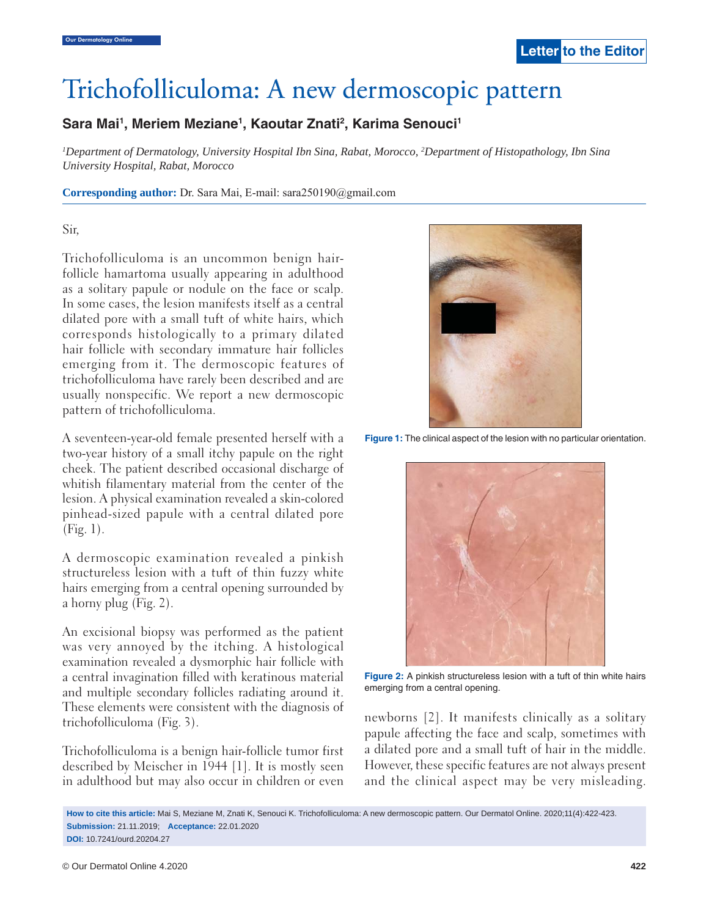# Trichofolliculoma: A new dermoscopic pattern

**Sara Mai[1], Meriem Meziane[1], Kaoutar Znati[2], Karima Senouci[1]**

*[1]Department of Dermatology, University Hospital Ibn Sina, Rabat, Morocco, [2]Department of Histopathology, Ibn Sina University Hospital, Rabat, Morocco*

**Corresponding author:** Dr. Sara Mai, E-mail: sara250190@gmail.com

Sir,

Trichofolliculoma is an uncommon benign hair-follicle hamartoma usually appearing in adulthood as a solitary papule or nodule on the face or scalp. In some cases, the lesion manifests itself as a central dilated pore with a small tuft of white hairs, which corresponds histologically to a primary dilated hair follicle with secondary immature hair follicles emerging from it. The dermoscopic features of trichofolliculoma have rarely been described and are usually nonspecific. We report a new dermoscopic pattern of trichofolliculoma.

A seventeen-year-old female presented herself with a two-year history of a small itchy papule on the right cheek. The patient described occasional discharge of whitish filamentary material from the center of the lesion. A physical examination revealed a skin-colored pinhead-sized papule with a central dilated pore (Fig. 1).

**Figure 1:** The clinical aspect of the lesion with no particular orientation.

A dermoscopic examination revealed a pinkish structureless lesion with a tuft of thin fuzzy white hairs emerging from a central opening surrounded by a horny plug (Fig. 2).

**Figure 2:** A pinkish structureless lesion with a tuft of thin white hairs emerging from a central opening.

An excisional biopsy was performed as the patient was very annoyed by the itching. A histological examination revealed a dysmorphic hair follicle with a central invagination filled with keratinous material and multiple secondary follicles radiating around it. These elements were consistent with the diagnosis of trichofolliculoma (Fig. 3).

Trichofolliculoma is a benign hair-follicle tumor first described by Meischer in 1944 [1]. It is mostly seen in adulthood but may also occur in children or even newborns [2]. It manifests clinically as a solitary papule affecting the face and scalp, sometimes with a dilated pore and a small tuft of hair in the middle. However, these specific features are not always present and the clinical aspect may be very misleading.

**How to cite this article:** Mai S, Meziane M, Znati K, Senouci K. Trichofolliculoma: A new dermoscopic pattern. Our Dermatol Online. 2020;11(4):422-423.
**Submission:** 21.11.2019; **Acceptance:** 22.01.2020
**DOI:** 10.7241/ourd.20204.27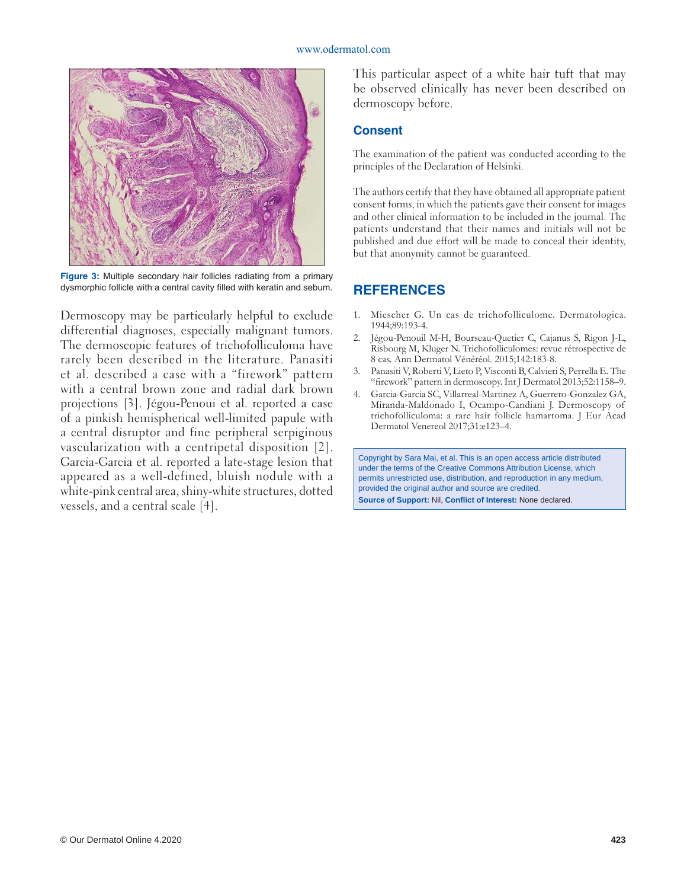Figure 3: Multiple secondary hair follicles radiating from a primary dysmorphic follicle with a central cavity filled with keratin and sebum.

Dermoscopy may be particularly helpful to exclude differential diagnoses, especially malignant tumors. The dermoscopic features of trichofolliculoma have rarely been described in the literature. Panasiti et al. described a case with a "firework" pattern with a central brown zone and radial dark brown projections [3]. Jégou-Penoui et al. reported a case of a pinkish hemispherical well-limited papule with a central disruptor and fine peripheral serpiginous vascularization with a centripetal disposition [2]. Garcia-Garcia et al. reported a late-stage lesion that appeared as a well-defined, bluish nodule with a white-pink central area, shiny-white structures, dotted vessels, and a central scale [4].

This particular aspect of a white hair tuft that may be observed clinically has never been described on dermoscopy before.

## Consent

The examination of the patient was conducted according to the principles of the Declaration of Helsinki.

The authors certify that they have obtained all appropriate patient consent forms, in which the patients gave their consent for images and other clinical information to be included in the journal. The patients understand that their names and initials will not be published and due effort will be made to conceal their identity, but that anonymity cannot be guaranteed.

## REFERENCES

1. Miescher G. Un cas de trichofolliculome. Dermatologica. 1944;89:193-4.
2. Jégou-Penouil M-H, Bourseau-Quetier C, Cajanus S, Rigon J-L, Risbourg M, Kluger N. Trichofolliculomes: revue rétrospective de 8 cas. Ann Dermatol Vénéréol. 2015;142:183-8.
3. Panasiti V, Roberti V, Lieto P, Visconti B, Calvieri S, Perrella E. The "firework" pattern in dermoscopy. Int J Dermatol 2013;52:1158–9.
4. Garcia-Garcia SC, Villarreal-Martinez A, Guerrero-Gonzalez GA, Miranda-Maldonado I, Ocampo-Candiani J. Dermoscopy of trichofolliculoma: a rare hair follicle hamartoma. J Eur Acad Dermatol Venereol 2017;31:e123–4.

Copyright by Sara Mai, et al. This is an open access article distributed under the terms of the Creative Commons Attribution License, which permits unrestricted use, distribution, and reproduction in any medium, provided the original author and source are credited.

**Source of Support:** Nil, **Conflict of Interest:** None declared.